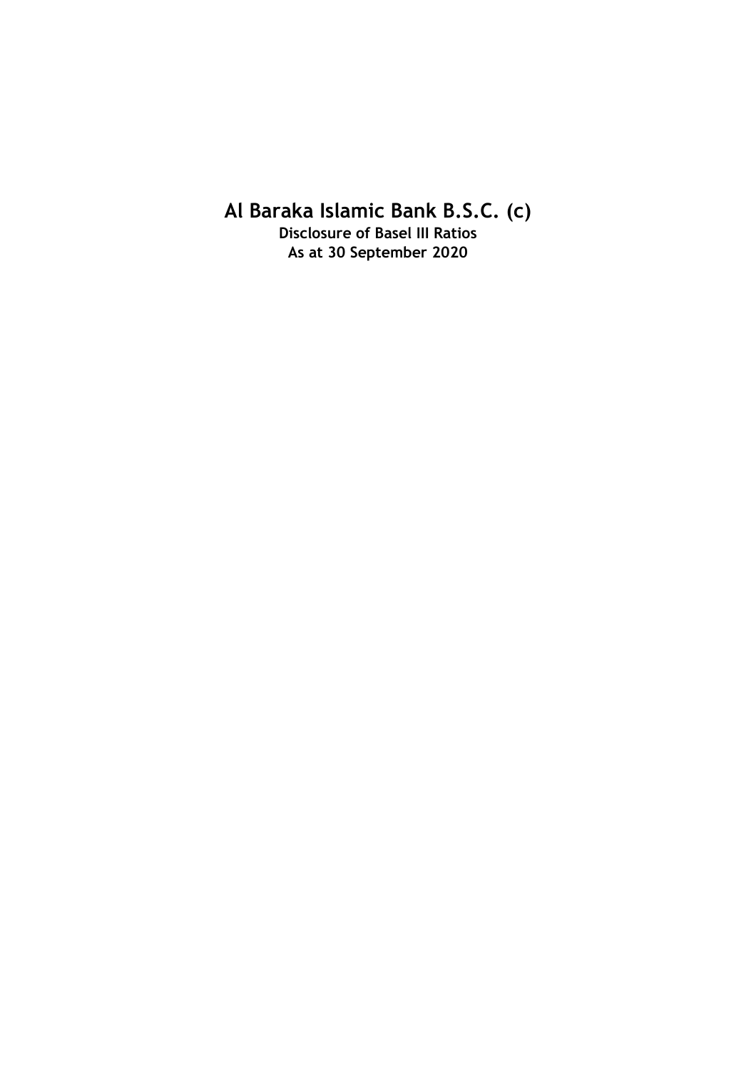# Al Baraka Islamic Bank B.S.C. (c)

**Disclosure of Basel III Ratios**
**As at 30 September 2020**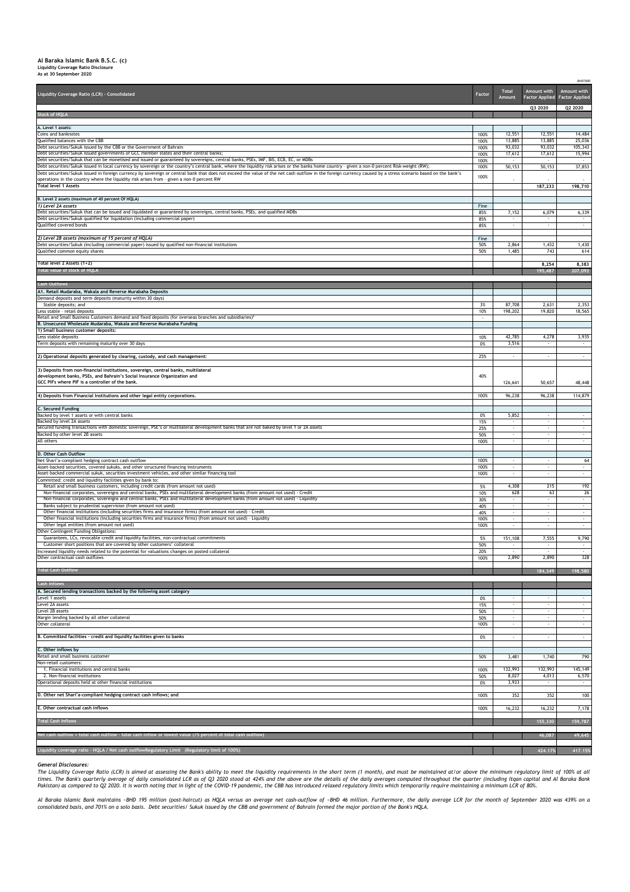# Al Baraka Islamic Bank B.S.C. (c)

**Liquidity Coverage Ratio Disclosure**

**As at 30 September 2020**

BHD'000

| Liquidity Coverage Ratio (LCR) - Consolidated | Factor | Total Amount | Amount with Factor Applied | Amount with Factor Applied |
|---|---|---|---|---|
| | | | Q3 2020 | Q2 2020 |
| **Stock of HQLA** | | | | |
| **A. Level 1 assets:** | | | | |
| Coins and banknotes | 100% | 12,551 | 12,551 | 14,484 |
| Qualified balances with the CBB | 100% | 13,885 | 13,885 | 25,036 |
| Debt securities/Sukuk issued by the CBB or the Government of Bahrain | 100% | 93,032 | 93,032 | 105,343 |
| Debt securities/Sukuk issued governments of GCC member states and their central banks; | 100% | 17,612 | 17,612 | 15,994 |
| Debt securities/Sukuk that can be monetised and issued or guaranteed by sovereigns, central banks, PSEs, IMF, BIS, ECB, EC, or MDBs | 100% | - | - | - |
| Debt securities/Sukuk issued in local currency by sovereign or the country's central bank, where the liquidity risk arises or the banks home country - given a non-0 percent Risk-weight (RW); | 100% | 50,153 | 50,153 | 37,853 |
| Debt securities/Sukuk issued in foreign currency by sovereign or central bank that does not exceed the value of the net cash outflow in the foreign currency caused by a stress scenario based on the bank's operations in the country where the liquidity risk arises from - given a non-0 percent RW | 100% | - | - | - |
| **Total level 1 Assets** | | | **187,233** | **198,710** |
| **B. Level 2 assets (maximum of 40 percent Of HQLA)** | | | | |
| *1) Level 2A assets* | Fine | | | |
| Debt securities/Sukuk that can be issued and liquidated or guaranteed by sovereigns, central banks, PSEs, and qualified MDBs | 85% | 7,152 | 6,079 | 6,339 |
| Debt securities/Sukuk qualified for liquidation (including commercial paper) | 85% | - | - | - |
| Qualified covered bonds | 85% | - | - | - |
| *2) Level 2B assets (maximum of 15 percent of HQLA)* | Fine | | | |
| Debt securities/Sukuk (including commercial paper) issued by qualified non-financial institutions | 50% | 2,864 | 1,432 | 1,430 |
| Qualified common equity shares | 50% | 1,485 | 743 | 614 |
| **Total level 2 Assets (1+2)** | | | **8,254** | **8,383** |
| **Total value of stock of HQLA** | | | **195,487** | **207,093** |
| **Cash Outflows** | | | | |
| **A1. Retail Mudaraba, Wakala and Reverse Murabaha Deposits** | | | | |
| Demand deposits and term deposits (maturity within 30 days) | | | | |
| Stable deposits; and | 3% | 87,708 | 2,631 | 2,353 |
| Less stable - retail deposits | 10% | 198,202 | 19,820 | 18,565 |
| Retail and Small Business Customers demand and fixed deposits (for overseas branches and subsidiaries)* | - | | | |
| **B. Unsecured Wholesale Mudaraba, Wakala and Reverse Murabaha Funding** | | | | |
| **1) Small business customer deposits:** | | | | |
| Less stable deposits | 10% | 42,785 | 4,278 | 3,935 |
| Term deposits with remaining maturity over 30 days | 0% | 3,516 | - | - |
| **2) Operational deposits generated by clearing, custody, and cash management:** | 25% | - | - | - |
| **3) Deposits from non-financial institutions, sovereign, central banks, multilateral development banks, PSEs, and Bahrain's Social Insurance Organization and GCC PIFs where PIF is a controller of the bank.** | 40% | 126,641 | 50,657 | 48,448 |
| **4) Deposits from Financial Institutions and other legal entity corporations.** | 100% | 96,238 | 96,238 | 114,879 |
| **C. Secured Funding** | | | | |
| Backed by level 1 assets or with central banks | 0% | 5,852 | - | - |
| Backed by level 2A assets | 15% | - | - | - |
| Secured funding transactions with domestic sovereign, PSE's or multilateral development banks that are not baked by level 1 or 2A assets | 25% | - | - | - |
| Backed by other level 2B assets | 50% | - | - | - |
| All others | 100% | - | - | - |
| **D. Other Cash Outflow** | | | | |
| Net Shari'a-compliant hedging contract cash outflow | 100% | - | - | 64 |
| Asset-backed securities, covered sukuks, and other structured financing instruments | 100% | - | - | - |
| Asset-backed commercial sukuk, securities investment vehicles, and other similar financing tool | 100% | - | - | - |
| Committed: credit and liquidity facilities given by bank to: | | | | |
| Retail and small business customers, including credit cards (from amount not used) | 5% | 4,308 | 215 | 192 |
| Non-financial corporates, sovereigns and central banks, PSEs and multilateral development banks (from amount not used) - Credit | 10% | 628 | 63 | 26 |
| Non-financial corporates, sovereigns and central banks, PSEs and multilateral development banks (from amount not used) - Liquidity | 30% | - | - | - |
| Banks subject to prudential supervision (from amount not used) | 40% | - | - | - |
| Other financial institutions (including securities firms and insurance firms) (from amount not used) - Credit | 40% | - | - | - |
| Other financial institutions (including securities firms and insurance firms) (from amount not used) - Liquidity | 100% | - | - | - |
| Other legal entities (from amount not used) | 100% | - | - | - |
| Other Contingent Funding Obligations: | | | | |
| Guarantees, LCs, revocable credit and liquidity facilities, non-contractual commitments | 5% | 151,108 | 7,555 | 9,790 |
| Customer short positions that are covered by other customers' collateral | 50% | - | - | - |
| Increased liquidity needs related to the potential for valuations changes on posted collateral | 20% | - | - | - |
| Other contractual cash outflows | 100% | 2,890 | 2,890 | 328 |
| **Total Cash Outflow** | | | **184,349** | **198,580** |
| **Cash Inflows** | | | | |
| **A. Secured lending transactions backed by the following asset category** | | | | |
| Level 1 assets | 0% | - | - | - |
| Level 2A assets | 15% | - | - | - |
| Level 2B assets | 50% | - | - | - |
| Margin lending backed by all other collateral | 50% | - | - | - |
| Other collateral | 100% | - | - | - |
| **B. Committed facilities - credit and liquidity facilities given to banks** | 0% | - | - | - |
| **C. Other inflows by** | | | | |
| Retail and small business customer | 50% | 3,481 | 1,740 | 790 |
| Non-retail customers: | | | | |
| 1. Financial institutions and central banks | 100% | 132,993 | 132,993 | 145,149 |
| 2. Non-financial institutions | 50% | 8,027 | 4,013 | 6,570 |
| Operational deposits held at other financial institutions | 0% | 3,933 | - | - |
| **D. Other net Shari'a-compliant hedging contract cash inflows; and** | 100% | 352 | 352 | 100 |
| **E. Other contractual cash inflows** | 100% | 16,232 | 16,232 | 7,178 |
| **Total Cash Inflows** | | | **155,330** | **159,787** |
| **Net cash outflow = total cash outflow - total cash inflow or lowest value (75 percent of total cash outflow)** | | | **46,087** | **49,645** |
| **Liquidity coverage ratio - HQLA / Net cash outflowRegulatory Limit (Regulatory limit of 100%)** | | | **424.17%** | **417.15%** |

***General Disclosures:***

*The Liquidity Coverage Ratio (LCR) is aimed at assessing the Bank's ability to meet the liquidity requirements in the short term (1 month), and must be maintained at/or above the minimum regulatory limit of 100% at all times. The Bank's quarterly average of daily consolidated LCR as of Q3 2020 stood at 424% and the above are the details of the daily averages computed throughout the quarter (including Itqan capital and Al Baraka Bank Pakistan) as compared to Q2 2020. It is worth noting that in light of the COVID-19 pandemic, the CBB has introduced relaxed regulatory limits which temporarily require maintaining a minimum LCR of 80%.*

*Al Baraka Islamic Bank maintains ~BHD 195 million (post-haircut) as HQLA versus an average net cash-outflow of ~BHD 46 million. Furthermore, the daily average LCR for the month of September 2020 was 439% on a consolidated basis, and 701% on a solo basis. Debt securities/ Sukuk issued by the CBB and government of Bahrain formed the major portion of the Bank's HQLA.*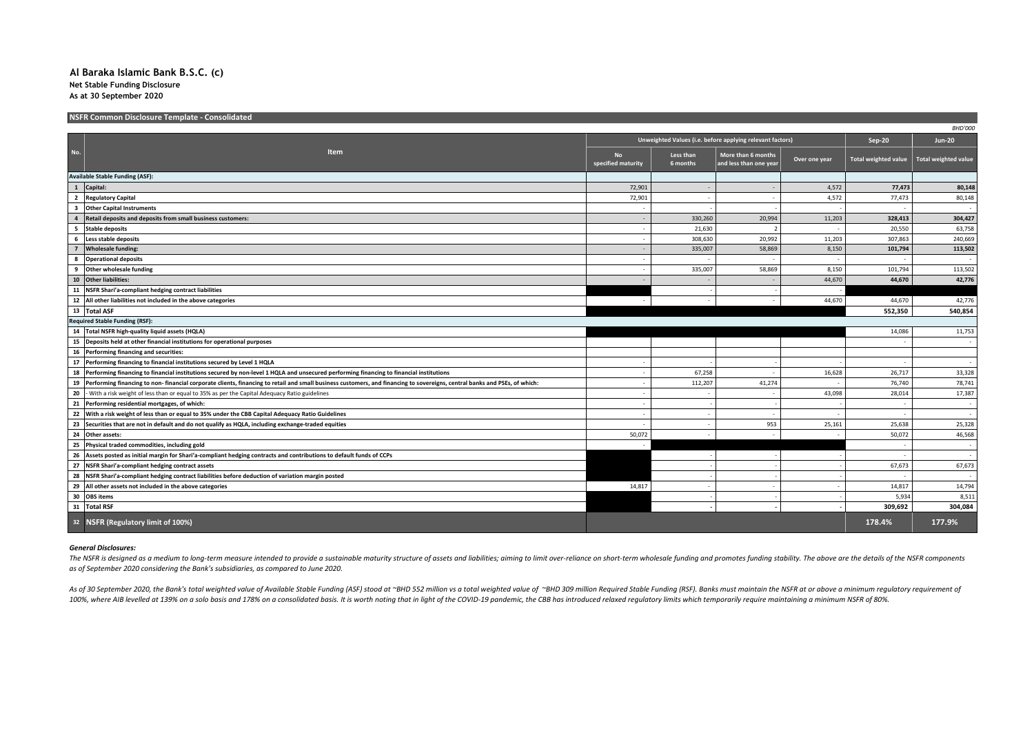# Al Baraka Islamic Bank B.S.C. (c)

**Net Stable Funding Disclosure**

**As at 30 September 2020**

**NSFR Common Disclosure Template - Consolidated**

*BHD'000*

| No. | Item | Unweighted Values (i.e. before applying relevant factors) | | | | Sep-20 | Jun-20 |
|---|---|---|---|---|---|---|---|
| | | No specified maturity | Less than 6 months | More than 6 months and less than one year | Over one year | Total weighted value | Total weighted value |
| **Available Stable Funding (ASF):** | | | | | | | |
| 1 | **Capital:** | 72,901 | - | - | 4,572 | **77,473** | **80,148** |
| 2 | **Regulatory Capital** | 72,901 | - | - | 4,572 | 77,473 | 80,148 |
| 3 | **Other Capital Instruments** | - | - | - | - | - | - |
| 4 | **Retail deposits and deposits from small business customers:** | - | 330,260 | 20,994 | 11,203 | **328,413** | **304,427** |
| 5 | **Stable deposits** | - | 21,630 | 2 | - | 20,550 | 63,758 |
| 6 | **Less stable deposits** | - | 308,630 | 20,992 | 11,203 | 307,863 | 240,669 |
| 7 | **Wholesale funding:** | - | 335,007 | 58,869 | 8,150 | **101,794** | **113,502** |
| 8 | **Operational deposits** | - | - | - | - | - | - |
| 9 | **Other wholesale funding** | - | 335,007 | 58,869 | 8,150 | 101,794 | 113,502 |
| 10 | **Other liabilities:** | - | - | - | 44,670 | **44,670** | **42,776** |
| 11 | **NSFR Shari'a-compliant hedging contract liabilities** | | - | - | - | | |
| 12 | **All other liabilities not included in the above categories** | - | - | - | 44,670 | 44,670 | 42,776 |
| 13 | **Total ASF** | | | | | **552,350** | **540,854** |
| **Required Stable Funding (RSF):** | | | | | | | |
| 14 | **Total NSFR high-quality liquid assets (HQLA)** | | | | | 14,086 | 11,753 |
| 15 | **Deposits held at other financial institutions for operational purposes** | | | | | - | - |
| 16 | **Performing financing and securities:** | | | | | | |
| 17 | **Performing financing to financial institutions secured by Level 1 HQLA** | - | - | - | - | - | - |
| 18 | **Performing financing to financial institutions secured by non-level 1 HQLA and unsecured performing financing to financial institutions** | - | 67,258 | - | 16,628 | 26,717 | 33,328 |
| 19 | **Performing financing to non- financial corporate clients, financing to retail and small business customers, and financing to sovereigns, central banks and PSEs, of which:** | - | 112,207 | 41,274 | - | 76,740 | 78,741 |
| 20 | - With a risk weight of less than or equal to 35% as per the Capital Adequacy Ratio guidelines | - | - | - | 43,098 | 28,014 | 17,387 |
| 21 | **Performing residential mortgages, of which:** | - | - | - | - | - | - |
| 22 | **With a risk weight of less than or equal to 35% under the CBB Capital Adequacy Ratio Guidelines** | - | - | - | - | - | - |
| 23 | **Securities that are not in default and do not qualify as HQLA, including exchange-traded equities** | - | - | 953 | 25,161 | 25,638 | 25,328 |
| 24 | **Other assets:** | 50,072 | - | - | - | 50,072 | 46,568 |
| 25 | **Physical traded commodities, including gold** | - | | | | - | - |
| 26 | **Assets posted as initial margin for Shari'a-compliant hedging contracts and contributions to default funds of CCPs** | | - | - | - | - | - |
| 27 | **NSFR Shari'a-compliant hedging contract assets** | | - | - | - | 67,673 | 67,673 |
| 28 | **NSFR Shari'a-compliant hedging contract liabilities before deduction of variation margin posted** | | - | - | - | - | - |
| 29 | **All other assets not included in the above categories** | 14,817 | - | - | - | 14,817 | 14,794 |
| 30 | **OBS items** | | - | - | - | 5,934 | 8,511 |
| 31 | **Total RSF** | | - | - | - | **309,692** | **304,084** |
| 32 | **NSFR (Regulatory limit of 100%)** | | | | | **178.4%** | **177.9%** |

***General Disclosures:***

*The NSFR is designed as a medium to long-term measure intended to provide a sustainable maturity structure of assets and liabilities; aiming to limit over-reliance on short-term wholesale funding and promotes funding stability. The above are the details of the NSFR components as of September 2020 considering the Bank's subsidiaries, as compared to June 2020.*

*As of 30 September 2020, the Bank's total weighted value of Available Stable Funding (ASF) stood at ~BHD 552 million vs a total weighted value of ~BHD 309 million Required Stable Funding (RSF). Banks must maintain the NSFR at or above a minimum regulatory requirement of 100%, where AIB levelled at 139% on a solo basis and 178% on a consolidated basis. It is worth noting that in light of the COVID-19 pandemic, the CBB has introduced relaxed regulatory limits which temporarily require maintaining a minimum NSFR of 80%.*